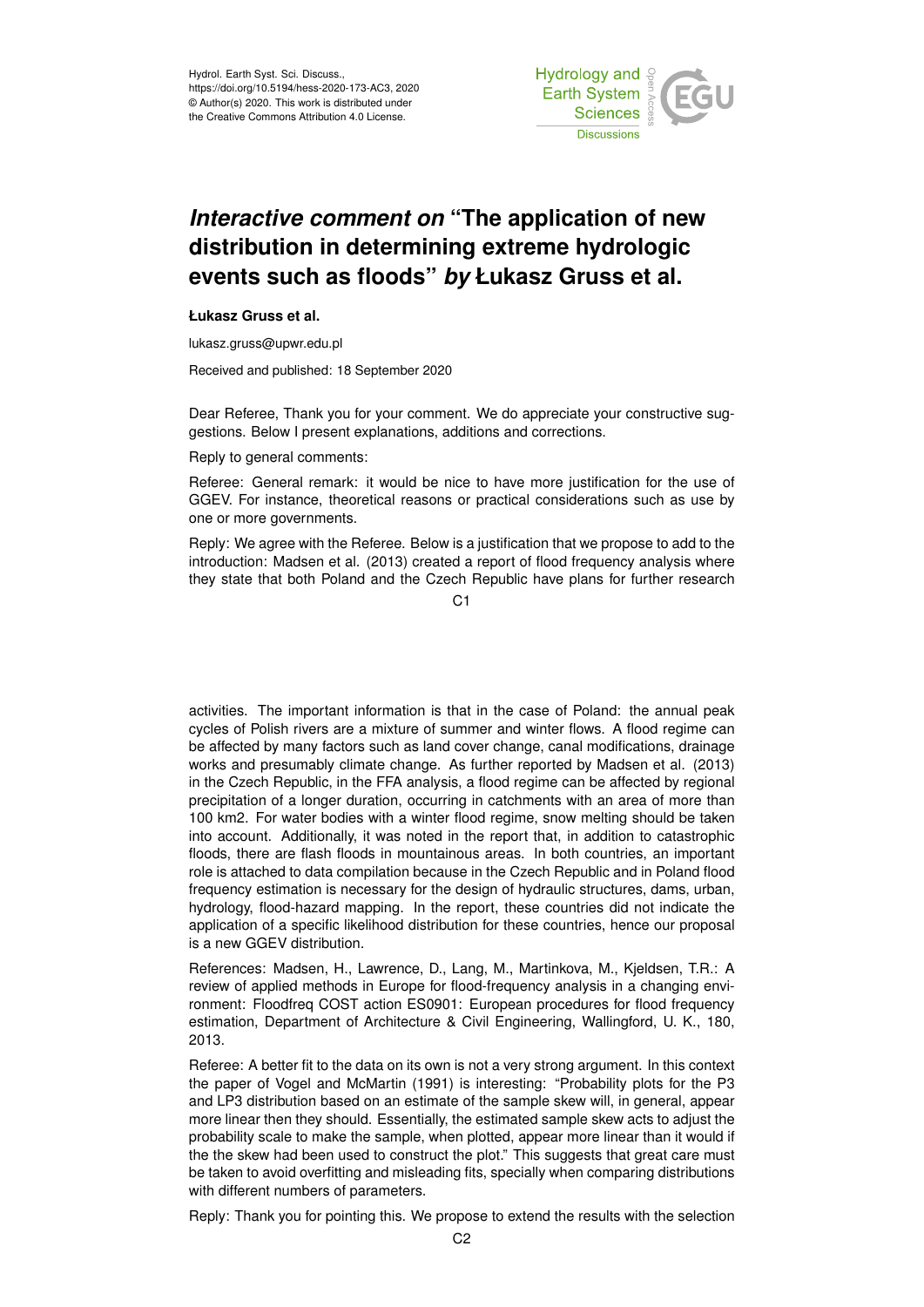Hydrol. Earth Syst. Sci. Discuss.,
https://doi.org/10.5194/hess-2020-173-AC3, 2020
© Author(s) 2020. This work is distributed under
the Creative Commons Attribution 4.0 License.

# *Interactive comment on* "The application of new distribution in determining extreme hydrologic events such as floods" *by* Łukasz Gruss et al.

**Łukasz Gruss et al.**

lukasz.gruss@upwr.edu.pl

Received and published: 18 September 2020

Dear Referee, Thank you for your comment. We do appreciate your constructive suggestions. Below I present explanations, additions and corrections.

Reply to general comments:

Referee: General remark: it would be nice to have more justification for the use of GGEV. For instance, theoretical reasons or practical considerations such as use by one or more governments.

Reply: We agree with the Referee. Below is a justification that we propose to add to the introduction: Madsen et al. (2013) created a report of flood frequency analysis where they state that both Poland and the Czech Republic have plans for further research activities. The important information is that in the case of Poland: the annual peak cycles of Polish rivers are a mixture of summer and winter flows. A flood regime can be affected by many factors such as land cover change, canal modifications, drainage works and presumably climate change. As further reported by Madsen et al. (2013) in the Czech Republic, in the FFA analysis, a flood regime can be affected by regional precipitation of a longer duration, occurring in catchments with an area of more than 100 km2. For water bodies with a winter flood regime, snow melting should be taken into account. Additionally, it was noted in the report that, in addition to catastrophic floods, there are flash floods in mountainous areas. In both countries, an important role is attached to data compilation because in the Czech Republic and in Poland flood frequency estimation is necessary for the design of hydraulic structures, dams, urban, hydrology, flood-hazard mapping. In the report, these countries did not indicate the application of a specific likelihood distribution for these countries, hence our proposal is a new GGEV distribution.

References: Madsen, H., Lawrence, D., Lang, M., Martinkova, M., Kjeldsen, T.R.: A review of applied methods in Europe for flood-frequency analysis in a changing environment: Floodfreq COST action ES0901: European procedures for flood frequency estimation, Department of Architecture & Civil Engineering, Wallingford, U. K., 180, 2013.

Referee: A better fit to the data on its own is not a very strong argument. In this context the paper of Vogel and McMartin (1991) is interesting: "Probability plots for the P3 and LP3 distribution based on an estimate of the sample skew will, in general, appear more linear then they should. Essentially, the estimated sample skew acts to adjust the probability scale to make the sample, when plotted, appear more linear than it would if the the skew had been used to construct the plot." This suggests that great care must be taken to avoid overfitting and misleading fits, specially when comparing distributions with different numbers of parameters.

Reply: Thank you for pointing this. We propose to extend the results with the selection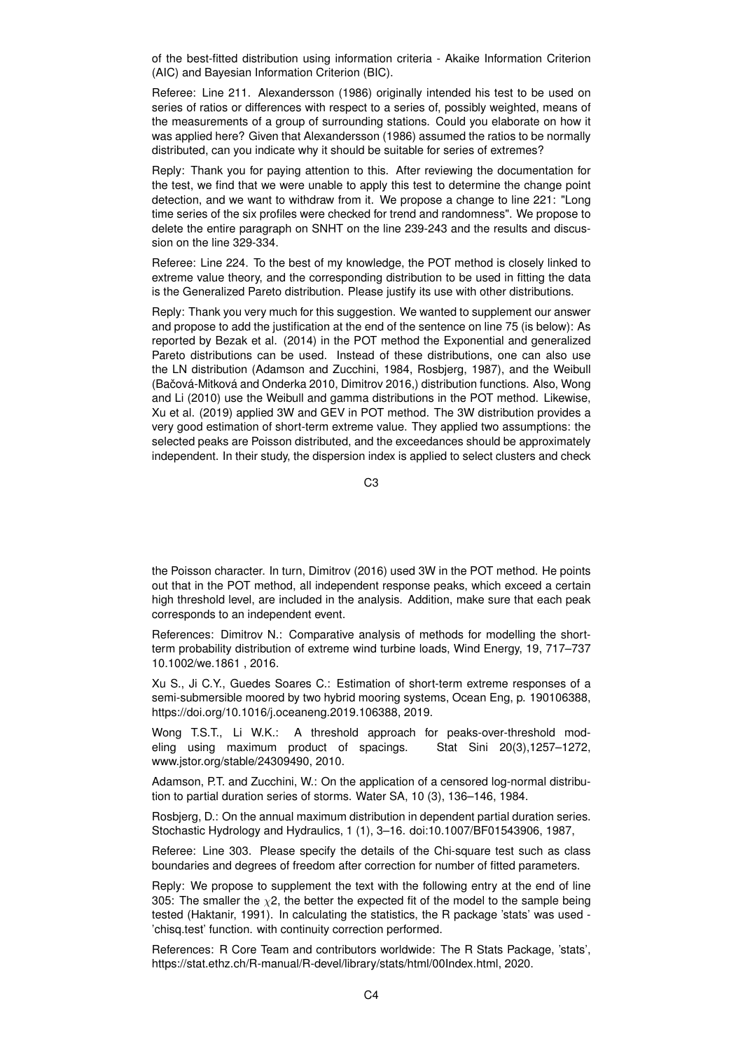of the best-fitted distribution using information criteria - Akaike Information Criterion (AIC) and Bayesian Information Criterion (BIC).

Referee: Line 211. Alexandersson (1986) originally intended his test to be used on series of ratios or differences with respect to a series of, possibly weighted, means of the measurements of a group of surrounding stations. Could you elaborate on how it was applied here? Given that Alexandersson (1986) assumed the ratios to be normally distributed, can you indicate why it should be suitable for series of extremes?

Reply: Thank you for paying attention to this. After reviewing the documentation for the test, we find that we were unable to apply this test to determine the change point detection, and we want to withdraw from it. We propose a change to line 221: "Long time series of the six profiles were checked for trend and randomness". We propose to delete the entire paragraph on SNHT on the line 239-243 and the results and discussion on the line 329-334.

Referee: Line 224. To the best of my knowledge, the POT method is closely linked to extreme value theory, and the corresponding distribution to be used in fitting the data is the Generalized Pareto distribution. Please justify its use with other distributions.

Reply: Thank you very much for this suggestion. We wanted to supplement our answer and propose to add the justification at the end of the sentence on line 75 (is below): As reported by Bezak et al. (2014) in the POT method the Exponential and generalized Pareto distributions can be used. Instead of these distributions, one can also use the LN distribution (Adamson and Zucchini, 1984, Rosbjerg, 1987), and the Weibull (Bačová-Mitková and Onderka 2010, Dimitrov 2016,) distribution functions. Also, Wong and Li (2010) use the Weibull and gamma distributions in the POT method. Likewise, Xu et al. (2019) applied 3W and GEV in POT method. The 3W distribution provides a very good estimation of short-term extreme value. They applied two assumptions: the selected peaks are Poisson distributed, and the exceedances should be approximately independent. In their study, the dispersion index is applied to select clusters and check the Poisson character. In turn, Dimitrov (2016) used 3W in the POT method. He points out that in the POT method, all independent response peaks, which exceed a certain high threshold level, are included in the analysis. Addition, make sure that each peak corresponds to an independent event.

References: Dimitrov N.: Comparative analysis of methods for modelling the short-term probability distribution of extreme wind turbine loads, Wind Energy, 19, 717–737 10.1002/we.1861 , 2016.

Xu S., Ji C.Y., Guedes Soares C.: Estimation of short-term extreme responses of a semi-submersible moored by two hybrid mooring systems, Ocean Eng, p. 190106388, https://doi.org/10.1016/j.oceaneng.2019.106388, 2019.

Wong T.S.T., Li W.K.: A threshold approach for peaks-over-threshold modeling using maximum product of spacings. Stat Sini 20(3),1257–1272, www.jstor.org/stable/24309490, 2010.

Adamson, P.T. and Zucchini, W.: On the application of a censored log-normal distribution to partial duration series of storms. Water SA, 10 (3), 136–146, 1984.

Rosbjerg, D.: On the annual maximum distribution in dependent partial duration series. Stochastic Hydrology and Hydraulics, 1 (1), 3–16. doi:10.1007/BF01543906, 1987,

Referee: Line 303. Please specify the details of the Chi-square test such as class boundaries and degrees of freedom after correction for number of fitted parameters.

Reply: We propose to supplement the text with the following entry at the end of line 305: The smaller the $\chi 2$, the better the expected fit of the model to the sample being tested (Haktanir, 1991). In calculating the statistics, the R package 'stats' was used - 'chisq.test' function. with continuity correction performed.

References: R Core Team and contributors worldwide: The R Stats Package, 'stats', https://stat.ethz.ch/R-manual/R-devel/library/stats/html/00Index.html, 2020.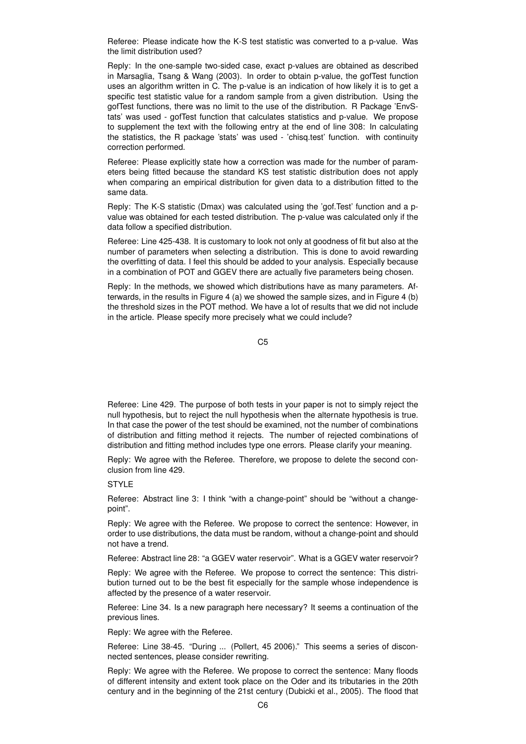Referee: Please indicate how the K-S test statistic was converted to a p-value. Was the limit distribution used?

Reply: In the one-sample two-sided case, exact p-values are obtained as described in Marsaglia, Tsang & Wang (2003). In order to obtain p-value, the gofTest function uses an algorithm written in C. The p-value is an indication of how likely it is to get a specific test statistic value for a random sample from a given distribution. Using the gofTest functions, there was no limit to the use of the distribution. R Package 'EnvStats' was used - gofTest function that calculates statistics and p-value. We propose to supplement the text with the following entry at the end of line 308: In calculating the statistics, the R package 'stats' was used - 'chisq.test' function. with continuity correction performed.

Referee: Please explicitly state how a correction was made for the number of parameters being fitted because the standard KS test statistic distribution does not apply when comparing an empirical distribution for given data to a distribution fitted to the same data.

Reply: The K-S statistic (Dmax) was calculated using the 'gof.Test' function and a p-value was obtained for each tested distribution. The p-value was calculated only if the data follow a specified distribution.

Referee: Line 425-438. It is customary to look not only at goodness of fit but also at the number of parameters when selecting a distribution. This is done to avoid rewarding the overfitting of data. I feel this should be added to your analysis. Especially because in a combination of POT and GGEV there are actually five parameters being chosen.

Reply: In the methods, we showed which distributions have as many parameters. Afterwards, in the results in Figure 4 (a) we showed the sample sizes, and in Figure 4 (b) the threshold sizes in the POT method. We have a lot of results that we did not include in the article. Please specify more precisely what we could include?

Referee: Line 429. The purpose of both tests in your paper is not to simply reject the null hypothesis, but to reject the null hypothesis when the alternate hypothesis is true. In that case the power of the test should be examined, not the number of combinations of distribution and fitting method it rejects. The number of rejected combinations of distribution and fitting method includes type one errors. Please clarify your meaning.

Reply: We agree with the Referee. Therefore, we propose to delete the second conclusion from line 429.

STYLE

Referee: Abstract line 3: I think "with a change-point" should be "without a change-point".

Reply: We agree with the Referee. We propose to correct the sentence: However, in order to use distributions, the data must be random, without a change-point and should not have a trend.

Referee: Abstract line 28: "a GGEV water reservoir". What is a GGEV water reservoir?

Reply: We agree with the Referee. We propose to correct the sentence: This distribution turned out to be the best fit especially for the sample whose independence is affected by the presence of a water reservoir.

Referee: Line 34. Is a new paragraph here necessary? It seems a continuation of the previous lines.

Reply: We agree with the Referee.

Referee: Line 38-45. "During ... (Pollert, 45 2006)." This seems a series of disconnected sentences, please consider rewriting.

Reply: We agree with the Referee. We propose to correct the sentence: Many floods of different intensity and extent took place on the Oder and its tributaries in the 20th century and in the beginning of the 21st century (Dubicki et al., 2005). The flood that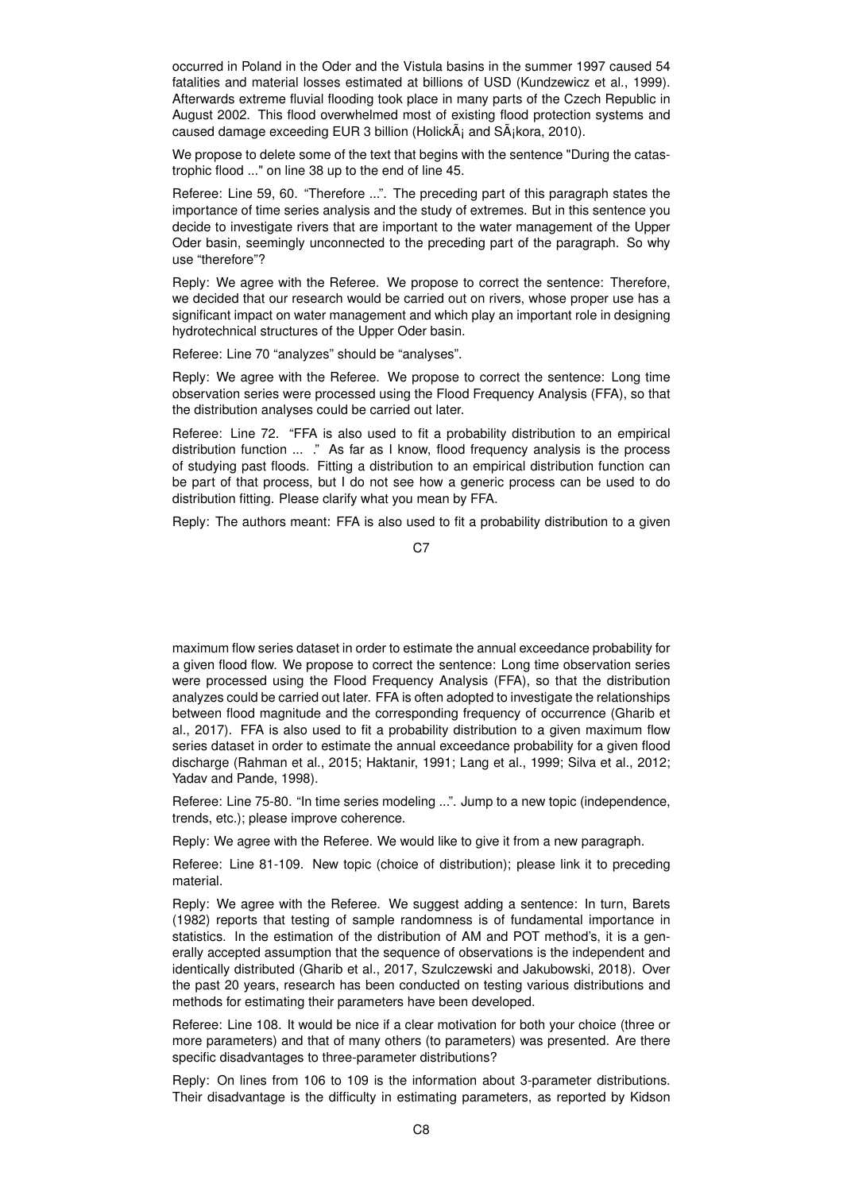occurred in Poland in the Oder and the Vistula basins in the summer 1997 caused 54 fatalities and material losses estimated at billions of USD (Kundzewicz et al., 1999). Afterwards extreme fluvial flooding took place in many parts of the Czech Republic in August 2002. This flood overwhelmed most of existing flood protection systems and caused damage exceeding EUR 3 billion (HolickÃ¡ and SÃ¡kora, 2010).

We propose to delete some of the text that begins with the sentence "During the catastrophic flood ..." on line 38 up to the end of line 45.

Referee: Line 59, 60. "Therefore ...". The preceding part of this paragraph states the importance of time series analysis and the study of extremes. But in this sentence you decide to investigate rivers that are important to the water management of the Upper Oder basin, seemingly unconnected to the preceding part of the paragraph. So why use "therefore"?

Reply: We agree with the Referee. We propose to correct the sentence: Therefore, we decided that our research would be carried out on rivers, whose proper use has a significant impact on water management and which play an important role in designing hydrotechnical structures of the Upper Oder basin.

Referee: Line 70 "analyzes" should be "analyses".

Reply: We agree with the Referee. We propose to correct the sentence: Long time observation series were processed using the Flood Frequency Analysis (FFA), so that the distribution analyses could be carried out later.

Referee: Line 72. "FFA is also used to fit a probability distribution to an empirical distribution function ... ." As far as I know, flood frequency analysis is the process of studying past floods. Fitting a distribution to an empirical distribution function can be part of that process, but I do not see how a generic process can be used to do distribution fitting. Please clarify what you mean by FFA.

Reply: The authors meant: FFA is also used to fit a probability distribution to a given maximum flow series dataset in order to estimate the annual exceedance probability for a given flood flow. We propose to correct the sentence: Long time observation series were processed using the Flood Frequency Analysis (FFA), so that the distribution analyzes could be carried out later. FFA is often adopted to investigate the relationships between flood magnitude and the corresponding frequency of occurrence (Gharib et al., 2017). FFA is also used to fit a probability distribution to a given maximum flow series dataset in order to estimate the annual exceedance probability for a given flood discharge (Rahman et al., 2015; Haktanir, 1991; Lang et al., 1999; Silva et al., 2012; Yadav and Pande, 1998).

Referee: Line 75-80. "In time series modeling ...". Jump to a new topic (independence, trends, etc.); please improve coherence.

Reply: We agree with the Referee. We would like to give it from a new paragraph.

Referee: Line 81-109. New topic (choice of distribution); please link it to preceding material.

Reply: We agree with the Referee. We suggest adding a sentence: In turn, Barets (1982) reports that testing of sample randomness is of fundamental importance in statistics. In the estimation of the distribution of AM and POT method's, it is a generally accepted assumption that the sequence of observations is the independent and identically distributed (Gharib et al., 2017, Szulczewski and Jakubowski, 2018). Over the past 20 years, research has been conducted on testing various distributions and methods for estimating their parameters have been developed.

Referee: Line 108. It would be nice if a clear motivation for both your choice (three or more parameters) and that of many others (to parameters) was presented. Are there specific disadvantages to three-parameter distributions?

Reply: On lines from 106 to 109 is the information about 3-parameter distributions. Their disadvantage is the difficulty in estimating parameters, as reported by Kidson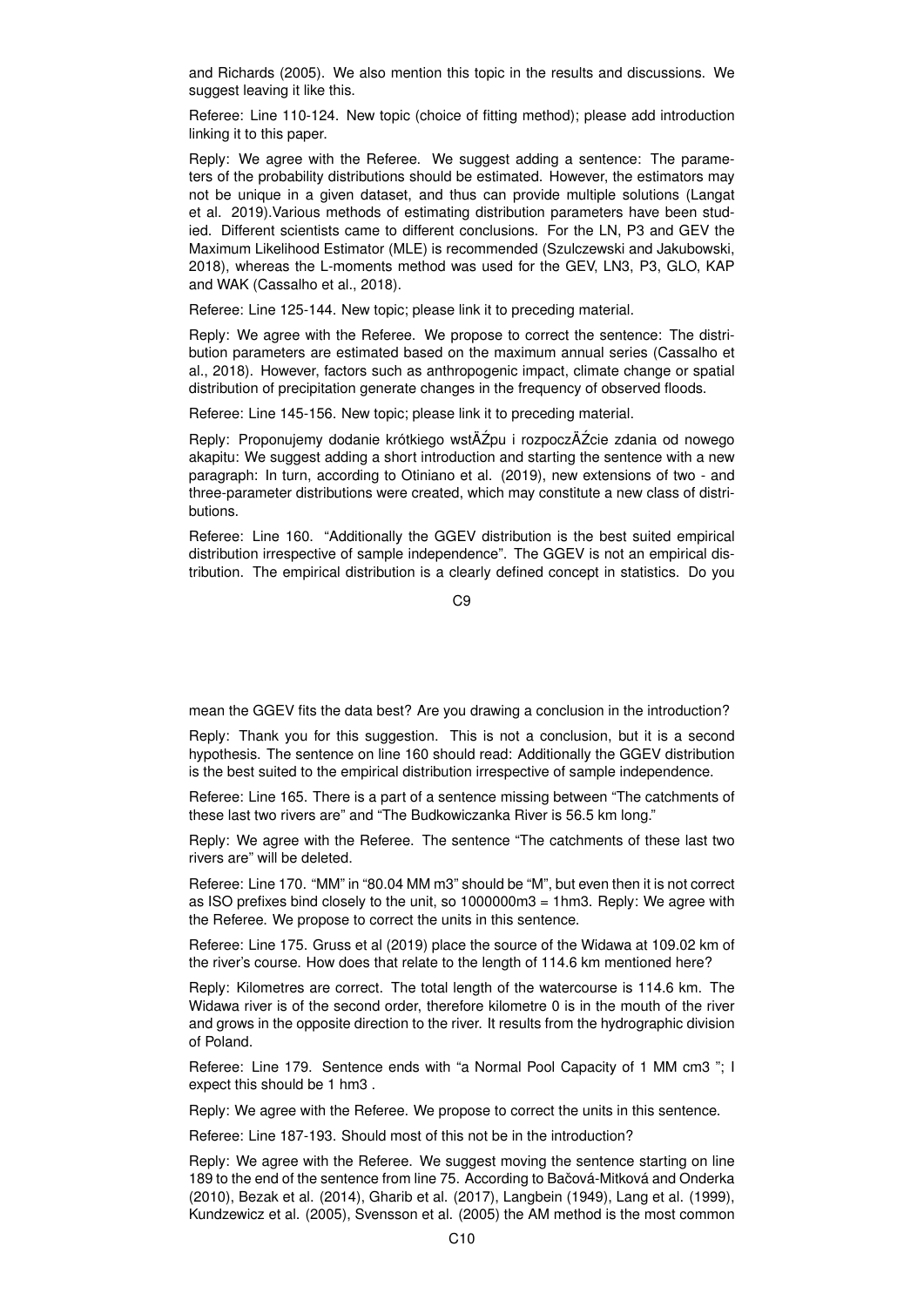and Richards (2005). We also mention this topic in the results and discussions. We suggest leaving it like this.

Referee: Line 110-124. New topic (choice of fitting method); please add introduction linking it to this paper.

Reply: We agree with the Referee. We suggest adding a sentence: The parameters of the probability distributions should be estimated. However, the estimators may not be unique in a given dataset, and thus can provide multiple solutions (Langat et al. 2019).Various methods of estimating distribution parameters have been studied. Different scientists came to different conclusions. For the LN, P3 and GEV the Maximum Likelihood Estimator (MLE) is recommended (Szulczewski and Jakubowski, 2018), whereas the L-moments method was used for the GEV, LN3, P3, GLO, KAP and WAK (Cassalho et al., 2018).

Referee: Line 125-144. New topic; please link it to preceding material.

Reply: We agree with the Referee. We propose to correct the sentence: The distribution parameters are estimated based on the maximum annual series (Cassalho et al., 2018). However, factors such as anthropogenic impact, climate change or spatial distribution of precipitation generate changes in the frequency of observed floods.

Referee: Line 145-156. New topic; please link it to preceding material.

Reply: Proponujemy dodanie krótkiego wstĂŹpu i rozpoczĂŹcie zdania od nowego akapitu: We suggest adding a short introduction and starting the sentence with a new paragraph: In turn, according to Otiniano et al. (2019), new extensions of two - and three-parameter distributions were created, which may constitute a new class of distributions.

Referee: Line 160. "Additionally the GGEV distribution is the best suited empirical distribution irrespective of sample independence". The GGEV is not an empirical distribution. The empirical distribution is a clearly defined concept in statistics. Do you mean the GGEV fits the data best? Are you drawing a conclusion in the introduction?

Reply: Thank you for this suggestion. This is not a conclusion, but it is a second hypothesis. The sentence on line 160 should read: Additionally the GGEV distribution is the best suited to the empirical distribution irrespective of sample independence.

Referee: Line 165. There is a part of a sentence missing between "The catchments of these last two rivers are" and "The Budkowiczanka River is 56.5 km long."

Reply: We agree with the Referee. The sentence "The catchments of these last two rivers are" will be deleted.

Referee: Line 170. "MM" in "80.04 MM m3" should be "M", but even then it is not correct as ISO prefixes bind closely to the unit, so 1000000m3 = 1hm3. Reply: We agree with the Referee. We propose to correct the units in this sentence.

Referee: Line 175. Gruss et al (2019) place the source of the Widawa at 109.02 km of the river's course. How does that relate to the length of 114.6 km mentioned here?

Reply: Kilometres are correct. The total length of the watercourse is 114.6 km. The Widawa river is of the second order, therefore kilometre 0 is in the mouth of the river and grows in the opposite direction to the river. It results from the hydrographic division of Poland.

Referee: Line 179. Sentence ends with "a Normal Pool Capacity of 1 MM cm3 "; I expect this should be 1 hm3 .

Reply: We agree with the Referee. We propose to correct the units in this sentence.

Referee: Line 187-193. Should most of this not be in the introduction?

Reply: We agree with the Referee. We suggest moving the sentence starting on line 189 to the end of the sentence from line 75. According to Bačová-Mitková and Onderka (2010), Bezak et al. (2014), Gharib et al. (2017), Langbein (1949), Lang et al. (1999), Kundzewicz et al. (2005), Svensson et al. (2005) the AM method is the most common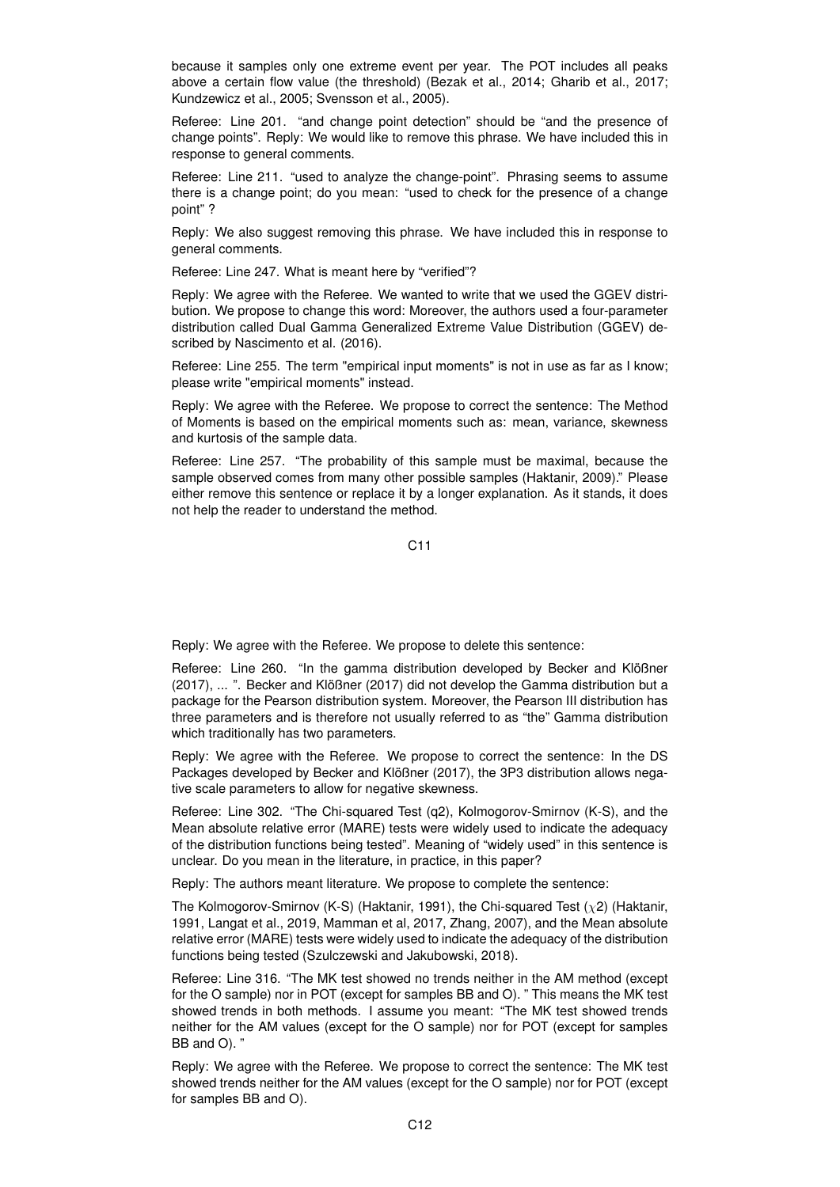because it samples only one extreme event per year. The POT includes all peaks above a certain flow value (the threshold) (Bezak et al., 2014; Gharib et al., 2017; Kundzewicz et al., 2005; Svensson et al., 2005).

Referee: Line 201. "and change point detection" should be "and the presence of change points". Reply: We would like to remove this phrase. We have included this in response to general comments.

Referee: Line 211. "used to analyze the change-point". Phrasing seems to assume there is a change point; do you mean: "used to check for the presence of a change point" ?

Reply: We also suggest removing this phrase. We have included this in response to general comments.

Referee: Line 247. What is meant here by "verified"?

Reply: We agree with the Referee. We wanted to write that we used the GGEV distribution. We propose to change this word: Moreover, the authors used a four-parameter distribution called Dual Gamma Generalized Extreme Value Distribution (GGEV) described by Nascimento et al. (2016).

Referee: Line 255. The term "empirical input moments" is not in use as far as I know; please write "empirical moments" instead.

Reply: We agree with the Referee. We propose to correct the sentence: The Method of Moments is based on the empirical moments such as: mean, variance, skewness and kurtosis of the sample data.

Referee: Line 257. "The probability of this sample must be maximal, because the sample observed comes from many other possible samples (Haktanir, 2009)." Please either remove this sentence or replace it by a longer explanation. As it stands, it does not help the reader to understand the method.

Reply: We agree with the Referee. We propose to delete this sentence:

Referee: Line 260. "In the gamma distribution developed by Becker and Klößner (2017), ... ". Becker and Klößner (2017) did not develop the Gamma distribution but a package for the Pearson distribution system. Moreover, the Pearson III distribution has three parameters and is therefore not usually referred to as "the" Gamma distribution which traditionally has two parameters.

Reply: We agree with the Referee. We propose to correct the sentence: In the DS Packages developed by Becker and Klößner (2017), the 3P3 distribution allows negative scale parameters to allow for negative skewness.

Referee: Line 302. "The Chi-squared Test (q2), Kolmogorov-Smirnov (K-S), and the Mean absolute relative error (MARE) tests were widely used to indicate the adequacy of the distribution functions being tested". Meaning of "widely used" in this sentence is unclear. Do you mean in the literature, in practice, in this paper?

Reply: The authors meant literature. We propose to complete the sentence:

The Kolmogorov-Smirnov (K-S) (Haktanir, 1991), the Chi-squared Test ($\chi 2$) (Haktanir, 1991, Langat et al., 2019, Mamman et al, 2017, Zhang, 2007), and the Mean absolute relative error (MARE) tests were widely used to indicate the adequacy of the distribution functions being tested (Szulczewski and Jakubowski, 2018).

Referee: Line 316. "The MK test showed no trends neither in the AM method (except for the O sample) nor in POT (except for samples BB and O). " This means the MK test showed trends in both methods. I assume you meant: "The MK test showed trends neither for the AM values (except for the O sample) nor for POT (except for samples BB and O). "

Reply: We agree with the Referee. We propose to correct the sentence: The MK test showed trends neither for the AM values (except for the O sample) nor for POT (except for samples BB and O).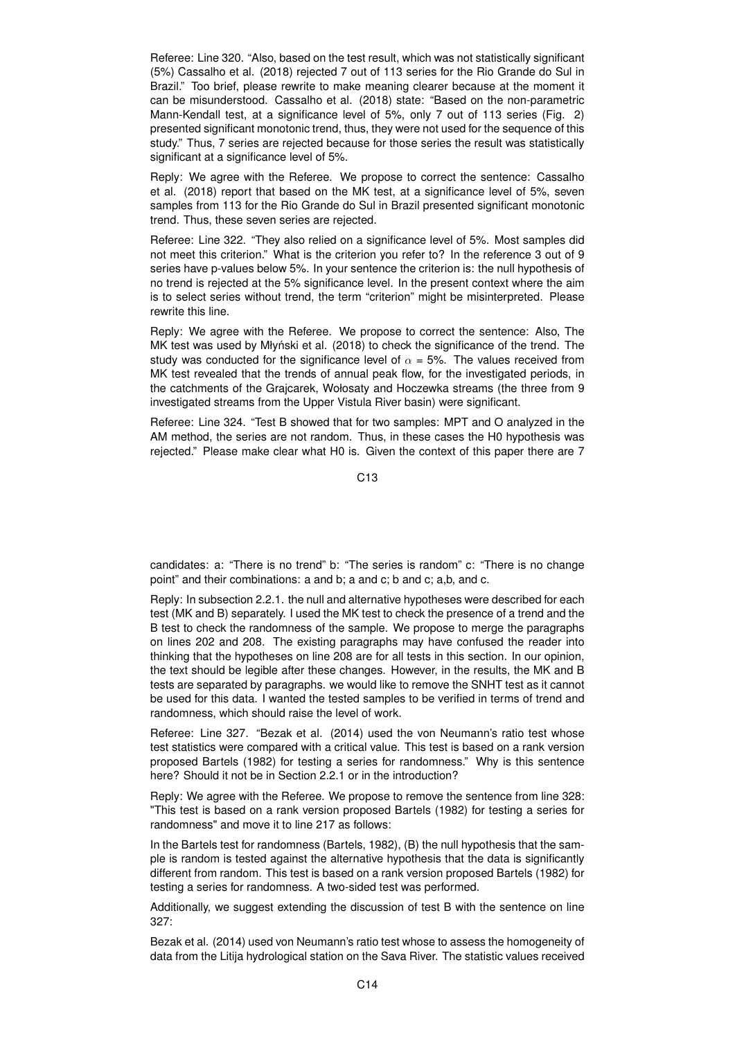Referee: Line 320. "Also, based on the test result, which was not statistically significant (5%) Cassalho et al. (2018) rejected 7 out of 113 series for the Rio Grande do Sul in Brazil." Too brief, please rewrite to make meaning clearer because at the moment it can be misunderstood. Cassalho et al. (2018) state: "Based on the non-parametric Mann-Kendall test, at a significance level of 5%, only 7 out of 113 series (Fig. 2) presented significant monotonic trend, thus, they were not used for the sequence of this study." Thus, 7 series are rejected because for those series the result was statistically significant at a significance level of 5%.

Reply: We agree with the Referee. We propose to correct the sentence: Cassalho et al. (2018) report that based on the MK test, at a significance level of 5%, seven samples from 113 for the Rio Grande do Sul in Brazil presented significant monotonic trend. Thus, these seven series are rejected.

Referee: Line 322. "They also relied on a significance level of 5%. Most samples did not meet this criterion." What is the criterion you refer to? In the reference 3 out of 9 series have p-values below 5%. In your sentence the criterion is: the null hypothesis of no trend is rejected at the 5% significance level. In the present context where the aim is to select series without trend, the term "criterion" might be misinterpreted. Please rewrite this line.

Reply: We agree with the Referee. We propose to correct the sentence: Also, The MK test was used by Młyński et al. (2018) to check the significance of the trend. The study was conducted for the significance level of $\alpha$ = 5%. The values received from MK test revealed that the trends of annual peak flow, for the investigated periods, in the catchments of the Grajcarek, Wołosaty and Hoczewka streams (the three from 9 investigated streams from the Upper Vistula River basin) were significant.

Referee: Line 324. "Test B showed that for two samples: MPT and O analyzed in the AM method, the series are not random. Thus, in these cases the H0 hypothesis was rejected." Please make clear what H0 is. Given the context of this paper there are 7 candidates: a: "There is no trend" b: "The series is random" c: "There is no change point" and their combinations: a and b; a and c; b and c; a,b, and c.

Reply: In subsection 2.2.1. the null and alternative hypotheses were described for each test (MK and B) separately. I used the MK test to check the presence of a trend and the B test to check the randomness of the sample. We propose to merge the paragraphs on lines 202 and 208. The existing paragraphs may have confused the reader into thinking that the hypotheses on line 208 are for all tests in this section. In our opinion, the text should be legible after these changes. However, in the results, the MK and B tests are separated by paragraphs. we would like to remove the SNHT test as it cannot be used for this data. I wanted the tested samples to be verified in terms of trend and randomness, which should raise the level of work.

Referee: Line 327. "Bezak et al. (2014) used the von Neumann's ratio test whose test statistics were compared with a critical value. This test is based on a rank version proposed Bartels (1982) for testing a series for randomness." Why is this sentence here? Should it not be in Section 2.2.1 or in the introduction?

Reply: We agree with the Referee. We propose to remove the sentence from line 328: "This test is based on a rank version proposed Bartels (1982) for testing a series for randomness" and move it to line 217 as follows:

In the Bartels test for randomness (Bartels, 1982), (B) the null hypothesis that the sample is random is tested against the alternative hypothesis that the data is significantly different from random. This test is based on a rank version proposed Bartels (1982) for testing a series for randomness. A two-sided test was performed.

Additionally, we suggest extending the discussion of test B with the sentence on line 327:

Bezak et al. (2014) used von Neumann's ratio test whose to assess the homogeneity of data from the Litija hydrological station on the Sava River. The statistic values received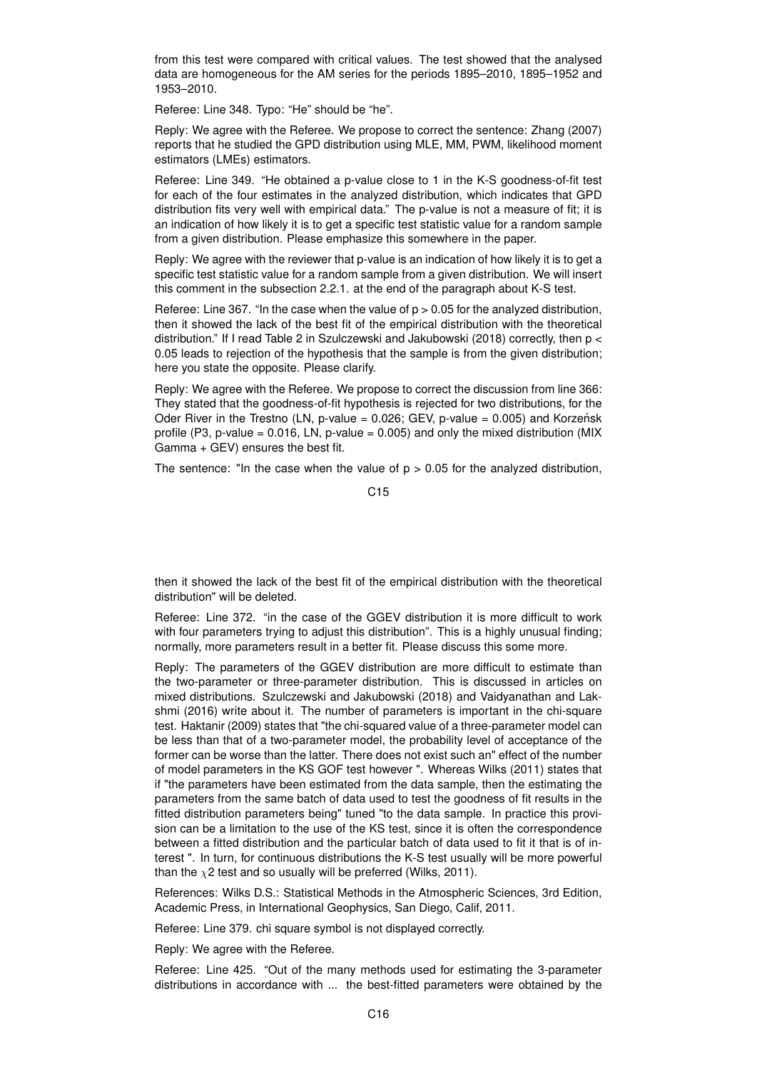from this test were compared with critical values. The test showed that the analysed data are homogeneous for the AM series for the periods 1895–2010, 1895–1952 and 1953–2010.

Referee: Line 348. Typo: "He" should be "he".

Reply: We agree with the Referee. We propose to correct the sentence: Zhang (2007) reports that he studied the GPD distribution using MLE, MM, PWM, likelihood moment estimators (LMEs) estimators.

Referee: Line 349. "He obtained a p-value close to 1 in the K-S goodness-of-fit test for each of the four estimates in the analyzed distribution, which indicates that GPD distribution fits very well with empirical data." The p-value is not a measure of fit; it is an indication of how likely it is to get a specific test statistic value for a random sample from a given distribution. Please emphasize this somewhere in the paper.

Reply: We agree with the reviewer that p-value is an indication of how likely it is to get a specific test statistic value for a random sample from a given distribution. We will insert this comment in the subsection 2.2.1. at the end of the paragraph about K-S test.

Referee: Line 367. "In the case when the value of $p > 0.05$ for the analyzed distribution, then it showed the lack of the best fit of the empirical distribution with the theoretical distribution." If I read Table 2 in Szulczewski and Jakubowski (2018) correctly, then $p < 0.05$ leads to rejection of the hypothesis that the sample is from the given distribution; here you state the opposite. Please clarify.

Reply: We agree with the Referee. We propose to correct the discussion from line 366: They stated that the goodness-of-fit hypothesis is rejected for two distributions, for the Oder River in the Trestno (LN, p-value = 0.026; GEV, p-value = 0.005) and Korzeńsk profile (P3, p-value = 0.016, LN, p-value = 0.005) and only the mixed distribution (MIX Gamma + GEV) ensures the best fit.

The sentence: "In the case when the value of $p > 0.05$ for the analyzed distribution, then it showed the lack of the best fit of the empirical distribution with the theoretical distribution" will be deleted.

Referee: Line 372. "in the case of the GGEV distribution it is more difficult to work with four parameters trying to adjust this distribution". This is a highly unusual finding; normally, more parameters result in a better fit. Please discuss this some more.

Reply: The parameters of the GGEV distribution are more difficult to estimate than the two-parameter or three-parameter distribution. This is discussed in articles on mixed distributions. Szulczewski and Jakubowski (2018) and Vaidyanathan and Lakshmi (2016) write about it. The number of parameters is important in the chi-square test. Haktanir (2009) states that "the chi-squared value of a three-parameter model can be less than that of a two-parameter model, the probability level of acceptance of the former can be worse than the latter. There does not exist such an" effect of the number of model parameters in the KS GOF test however ". Whereas Wilks (2011) states that if "the parameters have been estimated from the data sample, then the estimating the parameters from the same batch of data used to test the goodness of fit results in the fitted distribution parameters being" tuned "to the data sample. In practice this provision can be a limitation to the use of the KS test, since it is often the correspondence between a fitted distribution and the particular batch of data used to fit it that is of interest ". In turn, for continuous distributions the K-S test usually will be more powerful than the $\chi 2$ test and so usually will be preferred (Wilks, 2011).

References: Wilks D.S.: Statistical Methods in the Atmospheric Sciences, 3rd Edition, Academic Press, in International Geophysics, San Diego, Calif, 2011.

Referee: Line 379. chi square symbol is not displayed correctly.

Reply: We agree with the Referee.

Referee: Line 425. "Out of the many methods used for estimating the 3-parameter distributions in accordance with ... the best-fitted parameters were obtained by the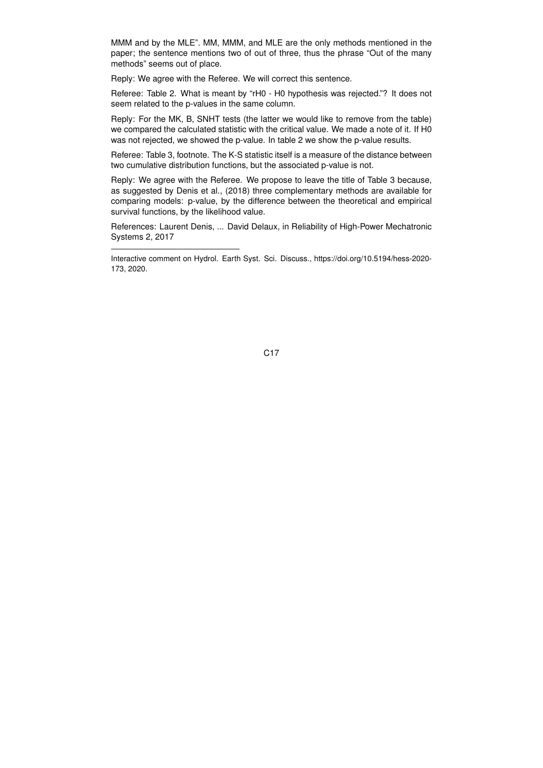MMM and by the MLE". MM, MMM, and MLE are the only methods mentioned in the paper; the sentence mentions two of out of three, thus the phrase "Out of the many methods" seems out of place.

Reply: We agree with the Referee. We will correct this sentence.

Referee: Table 2. What is meant by "rH0 - H0 hypothesis was rejected."? It does not seem related to the p-values in the same column.

Reply: For the MK, B, SNHT tests (the latter we would like to remove from the table) we compared the calculated statistic with the critical value. We made a note of it. If H0 was not rejected, we showed the p-value. In table 2 we show the p-value results.

Referee: Table 3, footnote. The K-S statistic itself is a measure of the distance between two cumulative distribution functions, but the associated p-value is not.

Reply: We agree with the Referee. We propose to leave the title of Table 3 because, as suggested by Denis et al., (2018) three complementary methods are available for comparing models: p-value, by the difference between the theoretical and empirical survival functions, by the likelihood value.

References: Laurent Denis, ... David Delaux, in Reliability of High-Power Mechatronic Systems 2, 2017

---

Interactive comment on Hydrol. Earth Syst. Sci. Discuss., https://doi.org/10.5194/hess-2020-173, 2020.